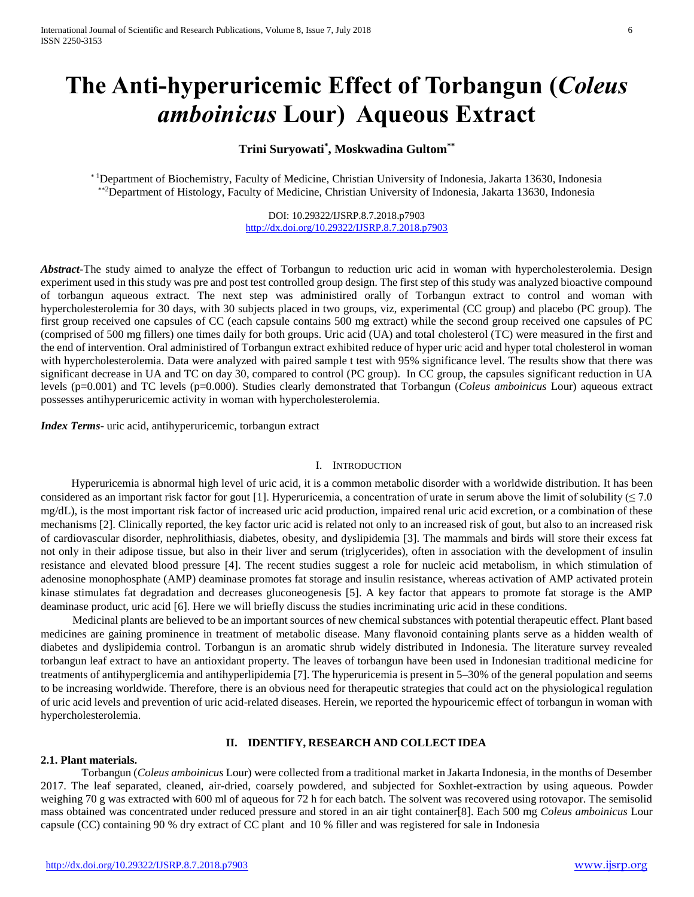# The Anti-hyperuricemic Effect of Torbangun (*Coleus amboinicus* Lour) Aqueous Extract

**Trini Suryowati[*], Moskwadina Gultom[**]**

[*1]Department of Biochemistry, Faculty of Medicine, Christian University of Indonesia, Jakarta 13630, Indonesia
[**2]Department of Histology, Faculty of Medicine, Christian University of Indonesia, Jakarta 13630, Indonesia

DOI: 10.29322/IJSRP.8.7.2018.p7903
http://dx.doi.org/10.29322/IJSRP.8.7.2018.p7903

***Abstract-*** The study aimed to analyze the effect of Torbangun to reduction uric acid in woman with hypercholesterolemia. Design experiment used in this study was pre and post test controlled group design. The first step of this study was analyzed bioactive compound of torbangun aqueous extract. The next step was administired orally of Torbangun extract to control and woman with hypercholesterolemia for 30 days, with 30 subjects placed in two groups, viz, experimental (CC group) and placebo (PC group). The first group received one capsules of CC (each capsule contains 500 mg extract) while the second group received one capsules of PC (comprised of 500 mg fillers) one times daily for both groups. Uric acid (UA) and total cholesterol (TC) were measured in the first and the end of intervention. Oral administired of Torbangun extract exhibited reduce of hyper uric acid and hyper total cholesterol in woman with hypercholesterolemia. Data were analyzed with paired sample t test with 95% significance level. The results show that there was significant decrease in UA and TC on day 30, compared to control (PC group). In CC group, the capsules significant reduction in UA levels ($p=0.001$) and TC levels ($p=0.000$). Studies clearly demonstrated that Torbangun (*Coleus amboinicus* Lour) aqueous extract possesses antihyperuricemic activity in woman with hypercholesterolemia.

***Index Terms*** - uric acid, antihyperuricemic, torbangun extract

## I. Introduction

Hyperuricemia is abnormal high level of uric acid, it is a common metabolic disorder with a worldwide distribution. It has been considered as an important risk factor for gout [1]. Hyperuricemia, a concentration of urate in serum above the limit of solubility ($\leq 7.0$ mg/dL), is the most important risk factor of increased uric acid production, impaired renal uric acid excretion, or a combination of these mechanisms [2]. Clinically reported, the key factor uric acid is related not only to an increased risk of gout, but also to an increased risk of cardiovascular disorder, nephrolithiasis, diabetes, obesity, and dyslipidemia [3]. The mammals and birds will store their excess fat not only in their adipose tissue, but also in their liver and serum (triglycerides), often in association with the development of insulin resistance and elevated blood pressure [4]. The recent studies suggest a role for nucleic acid metabolism, in which stimulation of adenosine monophosphate (AMP) deaminase promotes fat storage and insulin resistance, whereas activation of AMP activated protein kinase stimulates fat degradation and decreases gluconeogenesis [5]. A key factor that appears to promote fat storage is the AMP deaminase product, uric acid [6]. Here we will briefly discuss the studies incriminating uric acid in these conditions.

Medicinal plants are believed to be an important sources of new chemical substances with potential therapeutic effect. Plant based medicines are gaining prominence in treatment of metabolic disease. Many flavonoid containing plants serve as a hidden wealth of diabetes and dyslipidemia control. Torbangun is an aromatic shrub widely distributed in Indonesia. The literature survey revealed torbangun leaf extract to have an antioxidant property. The leaves of torbangun have been used in Indonesian traditional medicine for treatments of antihyperglycemia and antihyperlipidemia [7]. The hyperuricemia is present in 5–30% of the general population and seems to be increasing worldwide. Therefore, there is an obvious need for therapeutic strategies that could act on the physiological regulation of uric acid levels and prevention of uric acid-related diseases. Herein, we reported the hypouricemic effect of torbangun in woman with hypercholesterolemia.

## II. Identify, Research and Collect Idea

### 2.1. Plant materials.

Torbangun (*Coleus amboinicus* Lour) were collected from a traditional market in Jakarta Indonesia, in the months of Desember 2017. The leaf separated, cleaned, air-dried, coarsely powdered, and subjected for Soxhlet-extraction by using aqueous. Powder weighing 70 g was extracted with 600 ml of aqueous for 72 h for each batch. The solvent was recovered using rotovapor. The semisolid mass obtained was concentrated under reduced pressure and stored in an air tight container[8]. Each 500 mg *Coleus amboinicus* Lour capsule (CC) containing 90 % dry extract of CC plant and 10 % filler and was registered for sale in Indonesia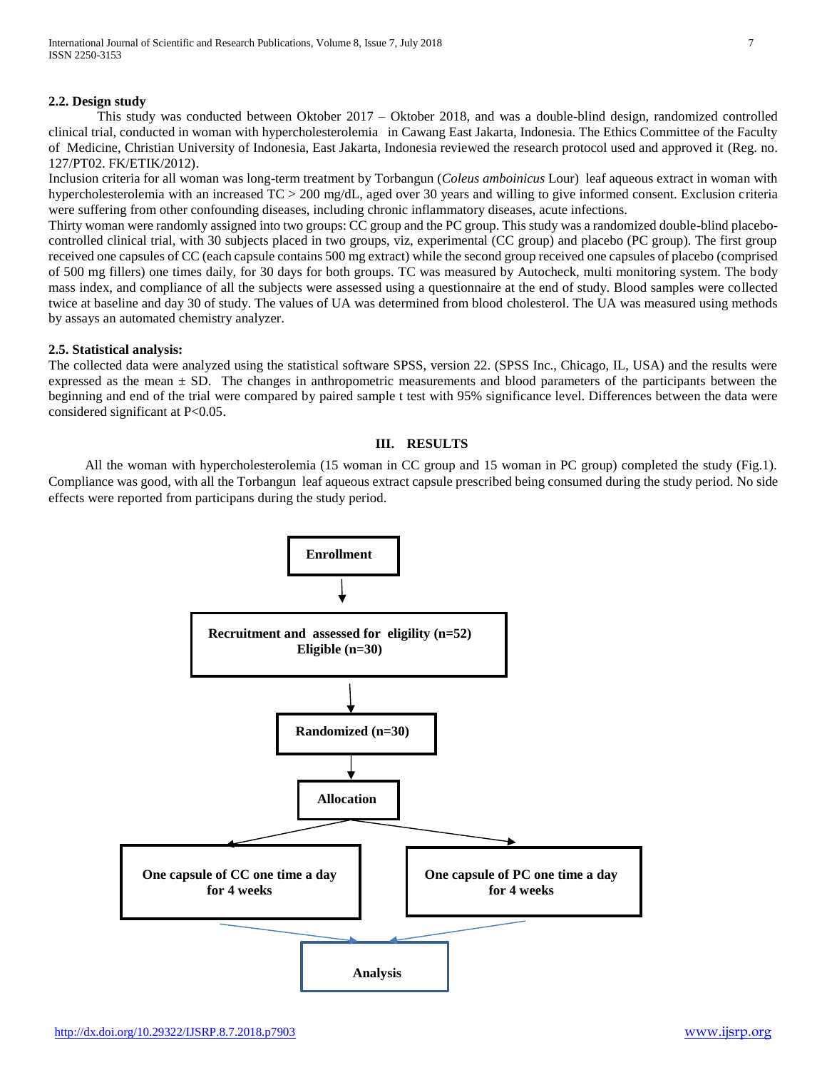### 2.2. Design study

This study was conducted between Oktober 2017 – Oktober 2018, and was a double-blind design, randomized controlled clinical trial, conducted in woman with hypercholesterolemia in Cawang East Jakarta, Indonesia. The Ethics Committee of the Faculty of Medicine, Christian University of Indonesia, East Jakarta, Indonesia reviewed the research protocol used and approved it (Reg. no. 127/PT02. FK/ETIK/2012).

Inclusion criteria for all woman was long-term treatment by Torbangun (*Coleus amboinicus* Lour) leaf aqueous extract in woman with hypercholesterolemia with an increased TC > 200 mg/dL, aged over 30 years and willing to give informed consent. Exclusion criteria were suffering from other confounding diseases, including chronic inflammatory diseases, acute infections.

Thirty woman were randomly assigned into two groups: CC group and the PC group. This study was a randomized double-blind placebo-controlled clinical trial, with 30 subjects placed in two groups, viz, experimental (CC group) and placebo (PC group). The first group received one capsules of CC (each capsule contains 500 mg extract) while the second group received one capsules of placebo (comprised of 500 mg fillers) one times daily, for 30 days for both groups. TC was measured by Autocheck, multi monitoring system. The body mass index, and compliance of all the subjects were assessed using a questionnaire at the end of study. Blood samples were collected twice at baseline and day 30 of study. The values of UA was determined from blood cholesterol. The UA was measured using methods by assays an automated chemistry analyzer.

### 2.5. Statistical analysis:

The collected data were analyzed using the statistical software SPSS, version 22. (SPSS Inc., Chicago, IL, USA) and the results were expressed as the mean ± SD. The changes in anthropometric measurements and blood parameters of the participants between the beginning and end of the trial were compared by paired sample t test with 95% significance level. Differences between the data were considered significant at $P<0.05$.

## III. RESULTS

All the woman with hypercholesterolemia (15 woman in CC group and 15 woman in PC group) completed the study (Fig.1). Compliance was good, with all the Torbangun leaf aqueous extract capsule prescribed being consumed during the study period. No side effects were reported from participans during the study period.

**Enrollment**

↓

**Recruitment and assessed for eligility (n=52)**
**Eligible (n=30)**

↓

**Randomized (n=30)**

↓

**Allocation**

| **One capsule of CC one time a day for 4 weeks** | **One capsule of PC one time a day for 4 weeks** |
|---|---|

↓

**Analysis**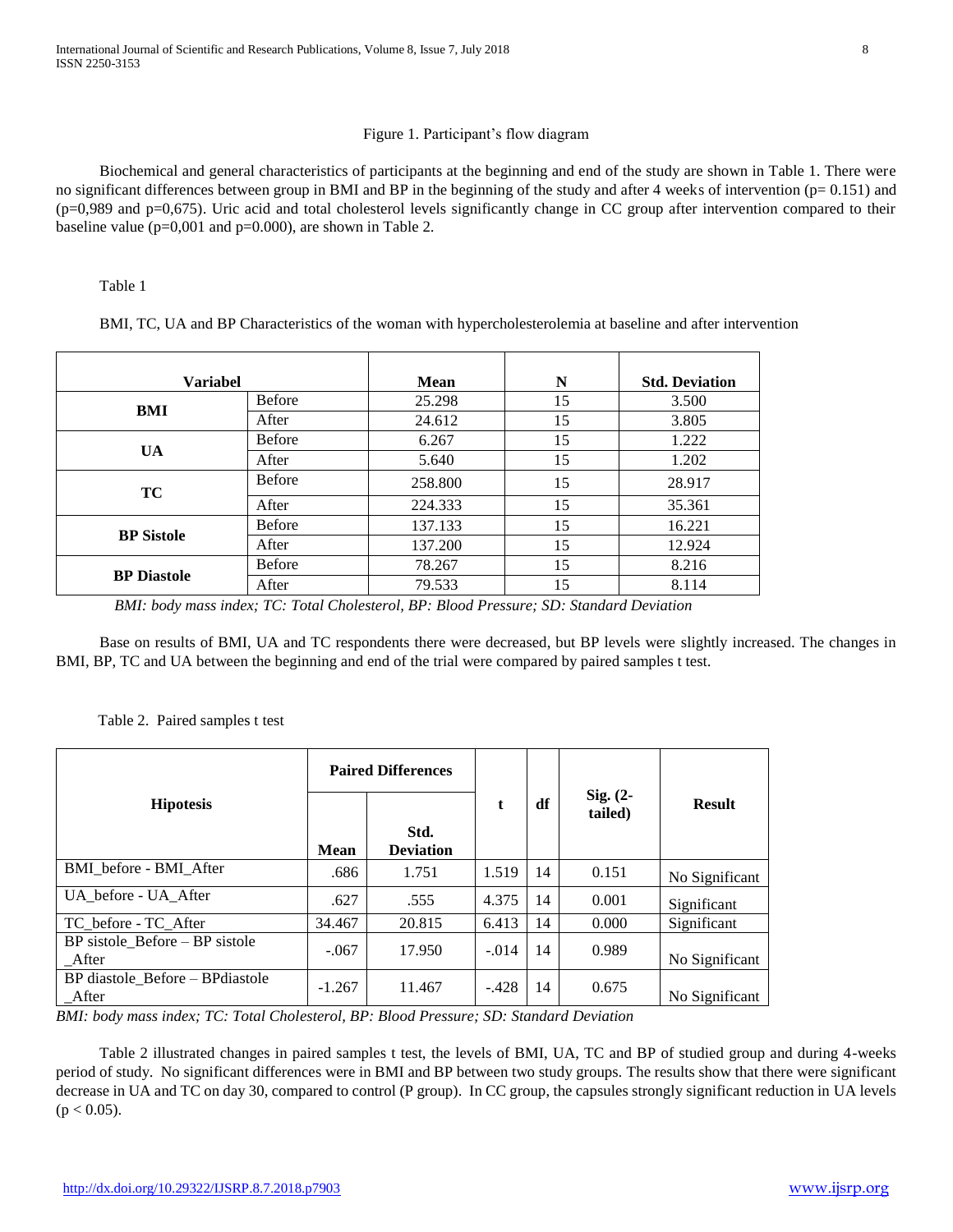Figure 1. Participant's flow diagram

Biochemical and general characteristics of participants at the beginning and end of the study are shown in Table 1. There were no significant differences between group in BMI and BP in the beginning of the study and after 4 weeks of intervention (p= 0.151) and (p=0,989 and p=0,675). Uric acid and total cholesterol levels significantly change in CC group after intervention compared to their baseline value (p=0,001 and p=0.000), are shown in Table 2.

Table 1

BMI, TC, UA and BP Characteristics of the woman with hypercholesterolemia at baseline and after intervention

| Variabel | | Mean | N | Std. Deviation |
|---|---|---|---|---|
| **BMI** | Before | 25.298 | 15 | 3.500 |
| | After | 24.612 | 15 | 3.805 |
| **UA** | Before | 6.267 | 15 | 1.222 |
| | After | 5.640 | 15 | 1.202 |
| **TC** | Before | 258.800 | 15 | 28.917 |
| | After | 224.333 | 15 | 35.361 |
| **BP Sistole** | Before | 137.133 | 15 | 16.221 |
| | After | 137.200 | 15 | 12.924 |
| **BP Diastole** | Before | 78.267 | 15 | 8.216 |
| | After | 79.533 | 15 | 8.114 |

*BMI: body mass index; TC: Total Cholesterol, BP: Blood Pressure; SD: Standard Deviation*

Base on results of BMI, UA and TC respondents there were decreased, but BP levels were slightly increased. The changes in BMI, BP, TC and UA between the beginning and end of the trial were compared by paired samples t test.

Table 2. Paired samples t test

| Hipotesis | Paired Differences | | t | df | Sig. (2-tailed) | Result |
|---|---|---|---|---|---|---|
| | Mean | Std. Deviation | | | | |
| BMI_before - BMI_After | .686 | 1.751 | 1.519 | 14 | 0.151 | No Significant |
| UA_before - UA_After | .627 | .555 | 4.375 | 14 | 0.001 | Significant |
| TC_before - TC_After | 34.467 | 20.815 | 6.413 | 14 | 0.000 | Significant |
| BP sistole_Before – BP sistole _After | -.067 | 17.950 | -.014 | 14 | 0.989 | No Significant |
| BP diastole_Before – BPdiastole _After | -1.267 | 11.467 | -.428 | 14 | 0.675 | No Significant |

*BMI: body mass index; TC: Total Cholesterol, BP: Blood Pressure; SD: Standard Deviation*

Table 2 illustrated changes in paired samples t test, the levels of BMI, UA, TC and BP of studied group and during 4-weeks period of study. No significant differences were in BMI and BP between two study groups. The results show that there were significant decrease in UA and TC on day 30, compared to control (P group). In CC group, the capsules strongly significant reduction in UA levels ($p < 0.05$).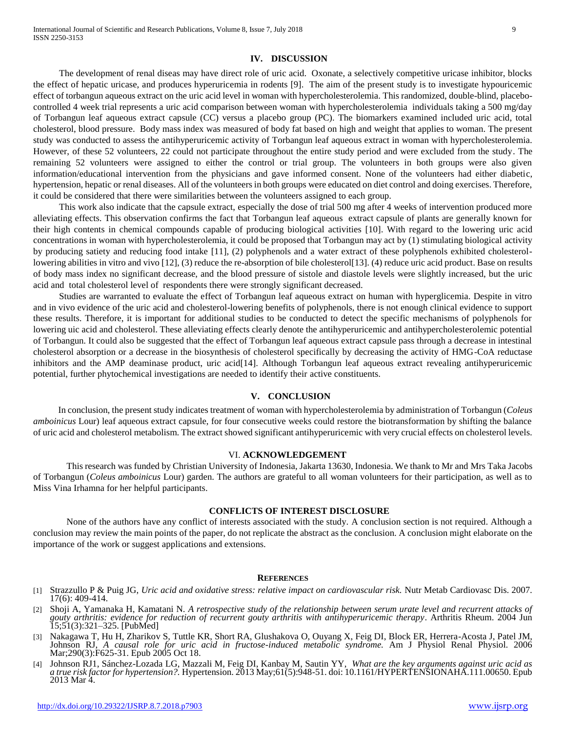## IV. DISCUSSION

The development of renal diseas may have direct role of uric acid. Oxonate, a selectively competitive uricase inhibitor, blocks the effect of hepatic uricase, and produces hyperuricemia in rodents [9]. The aim of the present study is to investigate hypouricemic effect of torbangun aqueous extract on the uric acid level in woman with hypercholesterolemia. This randomized, double-blind, placebo-controlled 4 week trial represents a uric acid comparison between woman with hypercholesterolemia individuals taking a 500 mg/day of Torbangun leaf aqueous extract capsule (CC) versus a placebo group (PC). The biomarkers examined included uric acid, total cholesterol, blood pressure. Body mass index was measured of body fat based on high and weight that applies to woman. The present study was conducted to assess the antihyperuricemic activity of Torbangun leaf aqueous extract in woman with hypercholesterolemia. However, of these 52 volunteers, 22 could not participate throughout the entire study period and were excluded from the study. The remaining 52 volunteers were assigned to either the control or trial group. The volunteers in both groups were also given information/educational intervention from the physicians and gave informed consent. None of the volunteers had either diabetic, hypertension, hepatic or renal diseases. All of the volunteers in both groups were educated on diet control and doing exercises. Therefore, it could be considered that there were similarities between the volunteers assigned to each group.

This work also indicate that the capsule extract, especially the dose of trial 500 mg after 4 weeks of intervention produced more alleviating effects. This observation confirms the fact that Torbangun leaf aqueous extract capsule of plants are generally known for their high contents in chemical compounds capable of producing biological activities [10]. With regard to the lowering uric acid concentrations in woman with hypercholesterolemia, it could be proposed that Torbangun may act by (1) stimulating biological activity by producing satiety and reducing food intake [11], (2) polyphenols and a water extract of these polyphenols exhibited cholesterol-lowering abilities in vitro and vivo [12], (3) reduce the re-absorption of bile cholesterol[13]. (4) reduce uric acid product. Base on results of body mass index no significant decrease, and the blood pressure of sistole and diastole levels were slightly increased, but the uric acid and total cholesterol level of respondents there were strongly significant decreased.

Studies are warranted to evaluate the effect of Torbangun leaf aqueous extract on human with hyperglicemia. Despite in vitro and in vivo evidence of the uric acid and cholesterol-lowering benefits of polyphenols, there is not enough clinical evidence to support these results. Therefore, it is important for additional studies to be conducted to detect the specific mechanisms of polyphenols for lowering uic acid and cholesterol. These alleviating effects clearly denote the antihyperuricemic and antihypercholesterolemic potential of Torbangun. It could also be suggested that the effect of Torbangun leaf aqueous extract capsule pass through a decrease in intestinal cholesterol absorption or a decrease in the biosynthesis of cholesterol specifically by decreasing the activity of HMG-CoA reductase inhibitors and the AMP deaminase product, uric acid[14]. Although Torbangun leaf aqueous extract revealing antihyperuricemic potential, further phytochemical investigations are needed to identify their active constituents.

## V. CONCLUSION

In conclusion, the present study indicates treatment of woman with hypercholesterolemia by administration of Torbangun (*Coleus amboinicus* Lour) leaf aqueous extract capsule, for four consecutive weeks could restore the biotransformation by shifting the balance of uric acid and cholesterol metabolism. The extract showed significant antihyperuricemic with very crucial effects on cholesterol levels.

## VI. ACKNOWLEDGEMENT

This research was funded by Christian University of Indonesia, Jakarta 13630, Indonesia. We thank to Mr and Mrs Taka Jacobs of Torbangun (*Coleus amboinicus* Lour) garden. The authors are grateful to all woman volunteers for their participation, as well as to Miss Vina Irhamna for her helpful participants.

## CONFLICTS OF INTEREST DISCLOSURE

None of the authors have any conflict of interests associated with the study. A conclusion section is not required. Although a conclusion may review the main points of the paper, do not replicate the abstract as the conclusion. A conclusion might elaborate on the importance of the work or suggest applications and extensions.

## REFERENCES

[1] Strazzullo P & Puig JG, *Uric acid and oxidative stress: relative impact on cardiovascular risk.* Nutr Metab Cardiovasc Dis. 2007. 17(6): 409-414.

[2] Shoji A, Yamanaka H, Kamatani N. *A retrospective study of the relationship between serum urate level and recurrent attacks of gouty arthritis: evidence for reduction of recurrent gouty arthritis with antihyperuricemic therapy*. Arthritis Rheum. 2004 Jun 15;51(3):321–325. [PubMed]

[3] Nakagawa T, Hu H, Zharikov S, Tuttle KR, Short RA, Glushakova O, Ouyang X, Feig DI, Block ER, Herrera-Acosta J, Patel JM, Johnson RJ, *A causal role for uric acid in fructose-induced metabolic syndrome.* Am J Physiol Renal Physiol. 2006 Mar;290(3):F625-31. Epub 2005 Oct 18.

[4] Johnson RJ1, Sánchez-Lozada LG, Mazzali M, Feig DI, Kanbay M, Sautin YY, *What are the key arguments against uric acid as a true risk factor for hypertension?.* Hypertension. 2013 May;61(5):948-51. doi: 10.1161/HYPERTENSIONAHA.111.00650. Epub 2013 Mar 4.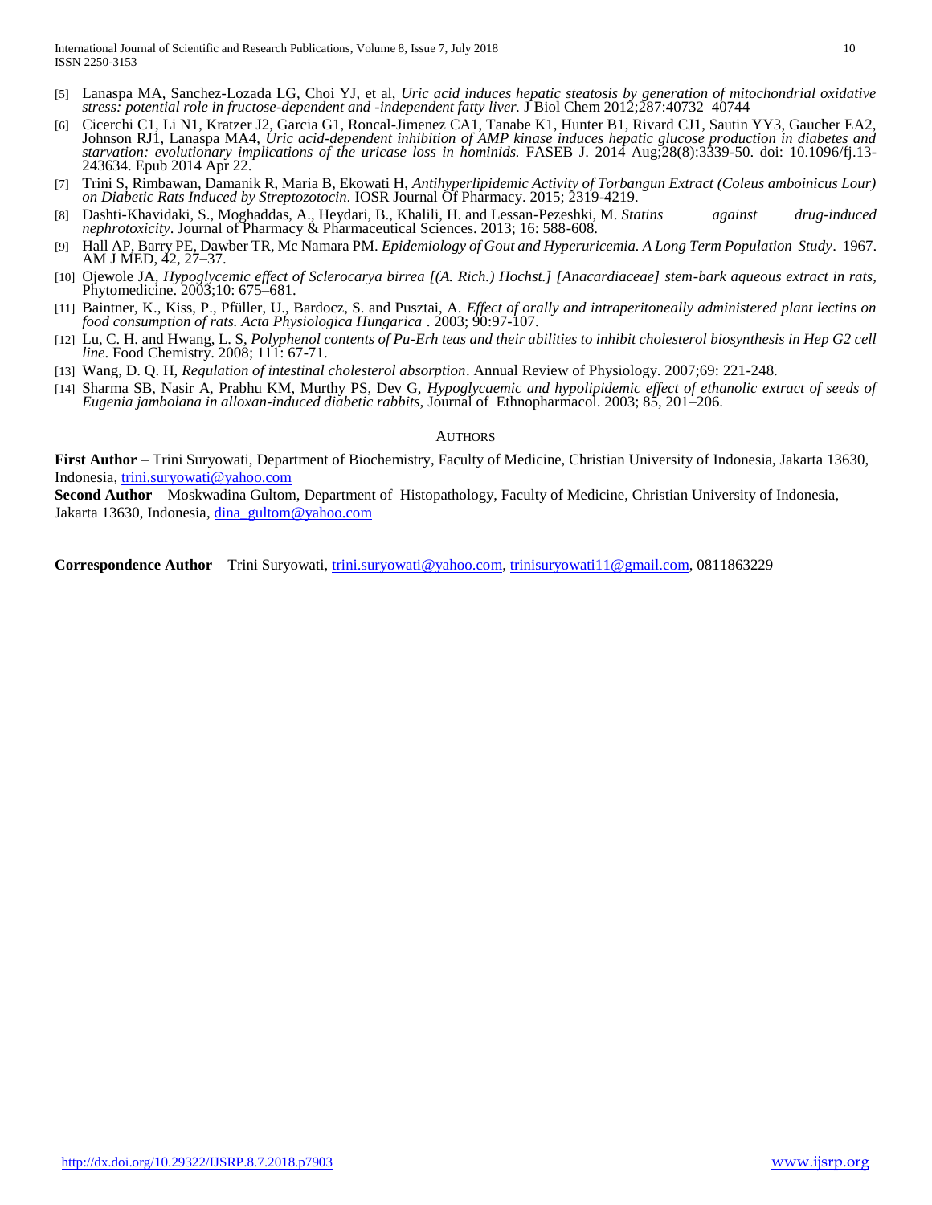[5] Lanaspa MA, Sanchez-Lozada LG, Choi YJ, et al, *Uric acid induces hepatic steatosis by generation of mitochondrial oxidative stress: potential role in fructose-dependent and -independent fatty liver.* J Biol Chem 2012;287:40732–40744

[6] Cicerchi C1, Li N1, Kratzer J2, Garcia G1, Roncal-Jimenez CA1, Tanabe K1, Hunter B1, Rivard CJ1, Sautin YY3, Gaucher EA2, Johnson RJ1, Lanaspa MA4, *Uric acid-dependent inhibition of AMP kinase induces hepatic glucose production in diabetes and starvation: evolutionary implications of the uricase loss in hominids.* FASEB J. 2014 Aug;28(8):3339-50. doi: 10.1096/fj.13-243634. Epub 2014 Apr 22.

[7] Trini S, Rimbawan, Damanik R, Maria B, Ekowati H, *Antihyperlipidemic Activity of Torbangun Extract (Coleus amboinicus Lour) on Diabetic Rats Induced by Streptozotocin.* IOSR Journal Of Pharmacy. 2015; 2319-4219.

[8] Dashti-Khavidaki, S., Moghaddas, A., Heydari, B., Khalili, H. and Lessan-Pezeshki, M. *Statins against drug-induced nephrotoxicity*. Journal of Pharmacy & Pharmaceutical Sciences. 2013; 16: 588-608.

[9] Hall AP, Barry PE, Dawber TR, Mc Namara PM. *Epidemiology of Gout and Hyperuricemia. A Long Term Population Study*. 1967. AM J MED, 42, 27–37.

[10] Ojewole JA, *Hypoglycemic effect of Sclerocarya birrea [(A. Rich.) Hochst.] [Anacardiaceae] stem-bark aqueous extract in rats*, Phytomedicine. 2003;10: 675–681.

[11] Baintner, K., Kiss, P., Pfüller, U., Bardocz, S. and Pusztai, A. *Effect of orally and intraperitoneally administered plant lectins on food consumption of rats. Acta Physiologica Hungarica* . 2003; 90:97-107.

[12] Lu, C. H. and Hwang, L. S, *Polyphenol contents of Pu-Erh teas and their abilities to inhibit cholesterol biosynthesis in Hep G2 cell line*. Food Chemistry. 2008; 111: 67-71.

[13] Wang, D. Q. H, *Regulation of intestinal cholesterol absorption*. Annual Review of Physiology. 2007;69: 221-248.

[14] Sharma SB, Nasir A, Prabhu KM, Murthy PS, Dev G, *Hypoglycaemic and hypolipidemic effect of ethanolic extract of seeds of Eugenia jambolana in alloxan-induced diabetic rabbits,* Journal of Ethnopharmacol. 2003; 85, 201–206.

## AUTHORS

**First Author** – Trini Suryowati, Department of Biochemistry, Faculty of Medicine, Christian University of Indonesia, Jakarta 13630, Indonesia, trini.suryowati@yahoo.com

**Second Author** – Moskwadina Gultom, Department of Histopathology, Faculty of Medicine, Christian University of Indonesia, Jakarta 13630, Indonesia, dina_gultom@yahoo.com

**Correspondence Author** – Trini Suryowati, trini.suryowati@yahoo.com, trinisuryowati11@gmail.com, 0811863229